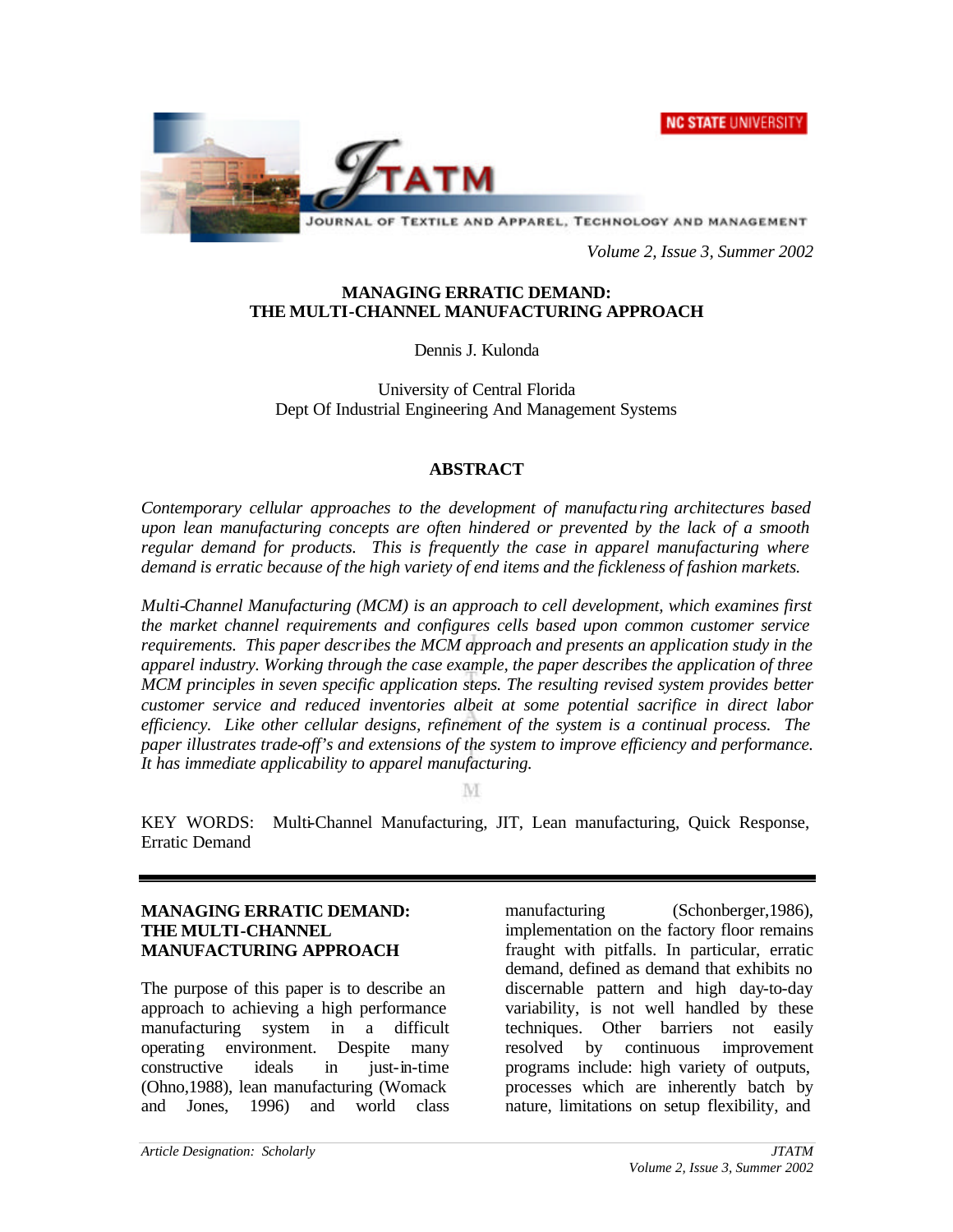# MANAGING ERRATIC DEMAND: THE MULTI-CHANNEL MANUFACTURING APPROACH

Dennis J. Kulonda

University of Central Florida
Dept Of Industrial Engineering And Management Systems

## ABSTRACT

*Contemporary cellular approaches to the development of manufacturing architectures based upon lean manufacturing concepts are often hindered or prevented by the lack of a smooth regular demand for products. This is frequently the case in apparel manufacturing where demand is erratic because of the high variety of end items and the fickleness of fashion markets.*

*Multi-Channel Manufacturing (MCM) is an approach to cell development, which examines first the market channel requirements and configures cells based upon common customer service requirements. This paper describes the MCM approach and presents an application study in the apparel industry. Working through the case example, the paper describes the application of three MCM principles in seven specific application steps. The resulting revised system provides better customer service and reduced inventories albeit at some potential sacrifice in direct labor efficiency. Like other cellular designs, refinement of the system is a continual process. The paper illustrates trade-off's and extensions of the system to improve efficiency and performance. It has immediate applicability to apparel manufacturing.*

KEY WORDS: Multi-Channel Manufacturing, JIT, Lean manufacturing, Quick Response, Erratic Demand

## MANAGING ERRATIC DEMAND: THE MULTI-CHANNEL MANUFACTURING APPROACH

The purpose of this paper is to describe an approach to achieving a high performance manufacturing system in a difficult operating environment. Despite many constructive ideals in just-in-time (Ohno,1988), lean manufacturing (Womack and Jones, 1996) and world class manufacturing (Schonberger,1986), implementation on the factory floor remains fraught with pitfalls. In particular, erratic demand, defined as demand that exhibits no discernable pattern and high day-to-day variability, is not well handled by these techniques. Other barriers not easily resolved by continuous improvement programs include: high variety of outputs, processes which are inherently batch by nature, limitations on setup flexibility, and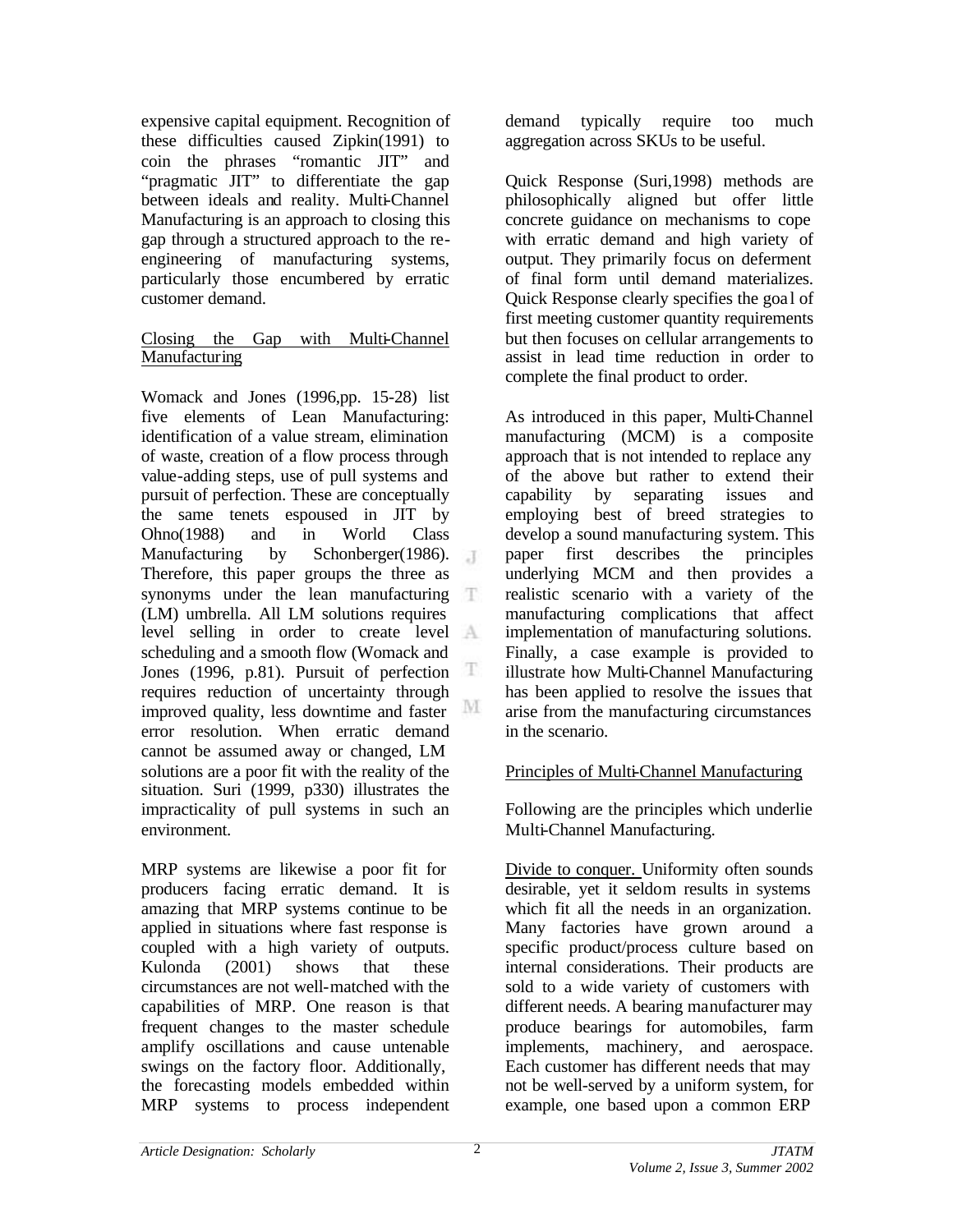expensive capital equipment. Recognition of these difficulties caused Zipkin(1991) to coin the phrases "romantic JIT" and "pragmatic JIT" to differentiate the gap between ideals and reality. Multi-Channel Manufacturing is an approach to closing this gap through a structured approach to the re-engineering of manufacturing systems, particularly those encumbered by erratic customer demand.

## Closing the Gap with Multi-Channel Manufacturing

Womack and Jones (1996,pp. 15-28) list five elements of Lean Manufacturing: identification of a value stream, elimination of waste, creation of a flow process through value-adding steps, use of pull systems and pursuit of perfection. These are conceptually the same tenets espoused in JIT by Ohno(1988) and in World Class Manufacturing by Schonberger(1986). Therefore, this paper groups the three as synonyms under the lean manufacturing (LM) umbrella. All LM solutions requires level selling in order to create level scheduling and a smooth flow (Womack and Jones (1996, p.81). Pursuit of perfection requires reduction of uncertainty through improved quality, less downtime and faster error resolution. When erratic demand cannot be assumed away or changed, LM solutions are a poor fit with the reality of the situation. Suri (1999, p330) illustrates the impracticality of pull systems in such an environment.

MRP systems are likewise a poor fit for producers facing erratic demand. It is amazing that MRP systems continue to be applied in situations where fast response is coupled with a high variety of outputs. Kulonda (2001) shows that these circumstances are not well-matched with the capabilities of MRP. One reason is that frequent changes to the master schedule amplify oscillations and cause untenable swings on the factory floor. Additionally, the forecasting models embedded within MRP systems to process independent demand typically require too much aggregation across SKUs to be useful.

Quick Response (Suri,1998) methods are philosophically aligned but offer little concrete guidance on mechanisms to cope with erratic demand and high variety of output. They primarily focus on deferment of final form until demand materializes. Quick Response clearly specifies the goal of first meeting customer quantity requirements but then focuses on cellular arrangements to assist in lead time reduction in order to complete the final product to order.

As introduced in this paper, Multi-Channel manufacturing (MCM) is a composite approach that is not intended to replace any of the above but rather to extend their capability by separating issues and employing best of breed strategies to develop a sound manufacturing system. This paper first describes the principles underlying MCM and then provides a realistic scenario with a variety of the manufacturing complications that affect implementation of manufacturing solutions. Finally, a case example is provided to illustrate how Multi-Channel Manufacturing has been applied to resolve the issues that arise from the manufacturing circumstances in the scenario.

## Principles of Multi-Channel Manufacturing

Following are the principles which underlie Multi-Channel Manufacturing.

Divide to conquer. Uniformity often sounds desirable, yet it seldom results in systems which fit all the needs in an organization. Many factories have grown around a specific product/process culture based on internal considerations. Their products are sold to a wide variety of customers with different needs. A bearing manufacturer may produce bearings for automobiles, farm implements, machinery, and aerospace. Each customer has different needs that may not be well-served by a uniform system, for example, one based upon a common ERP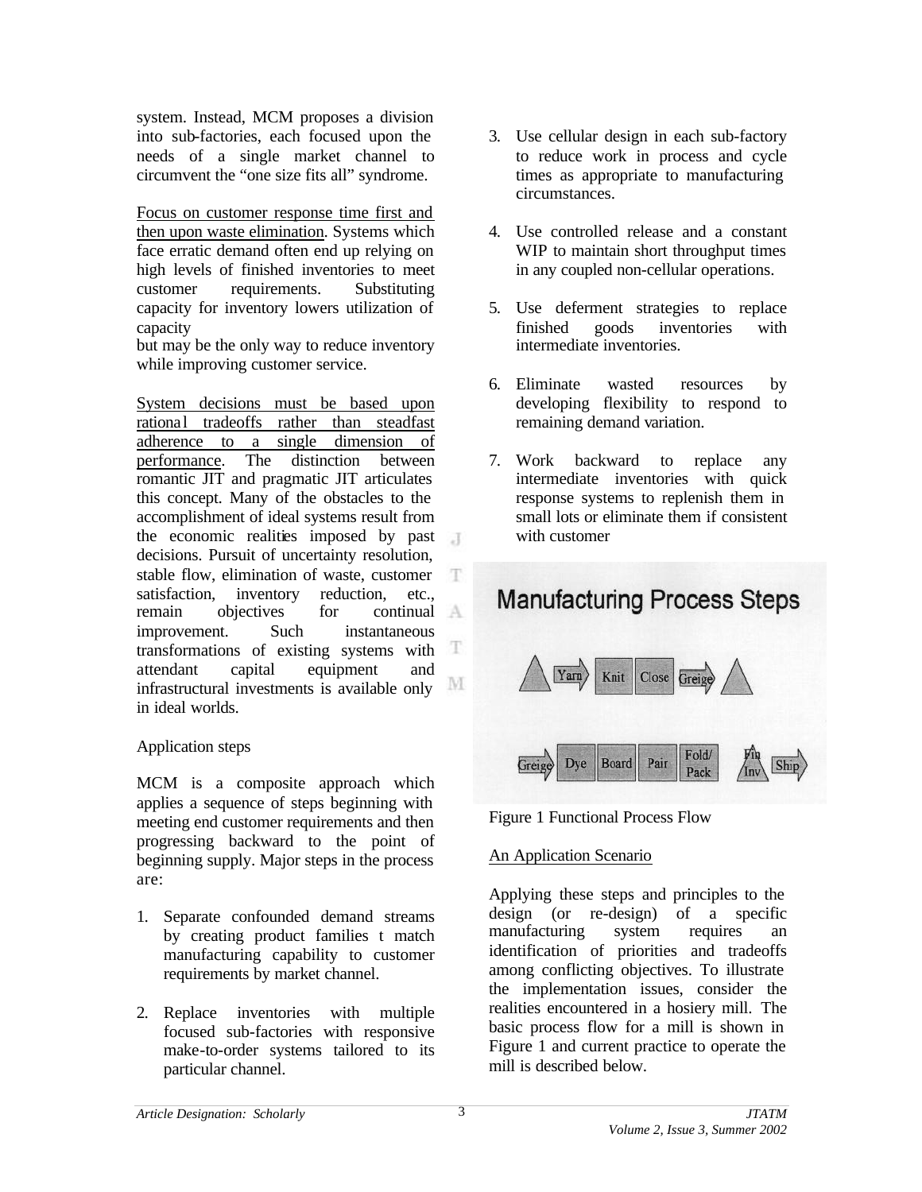system. Instead, MCM proposes a division into sub-factories, each focused upon the needs of a single market channel to circumvent the "one size fits all" syndrome.

<u>Focus on customer response time first and then upon waste elimination</u>. Systems which face erratic demand often end up relying on high levels of finished inventories to meet customer requirements. Substituting capacity for inventory lowers utilization of capacity
but may be the only way to reduce inventory while improving customer service.

<u>System decisions must be based upon rational tradeoffs rather than steadfast adherence to a single dimension of performance</u>. The distinction between romantic JIT and pragmatic JIT articulates this concept. Many of the obstacles to the accomplishment of ideal systems result from the economic realities imposed by past decisions. Pursuit of uncertainty resolution, stable flow, elimination of waste, customer satisfaction, inventory reduction, etc., remain objectives for continual improvement. Such instantaneous transformations of existing systems with attendant capital equipment and infrastructural investments is available only in ideal worlds.

Application steps

MCM is a composite approach which applies a sequence of steps beginning with meeting end customer requirements and then progressing backward to the point of beginning supply. Major steps in the process are:

1. Separate confounded demand streams by creating product families t match manufacturing capability to customer requirements by market channel.

2. Replace inventories with multiple focused sub-factories with responsive make-to-order systems tailored to its particular channel.

3. Use cellular design in each sub-factory to reduce work in process and cycle times as appropriate to manufacturing circumstances.

4. Use controlled release and a constant WIP to maintain short throughput times in any coupled non-cellular operations.

5. Use deferment strategies to replace finished goods inventories with intermediate inventories.

6. Eliminate wasted resources by developing flexibility to respond to remaining demand variation.

7. Work backward to replace any intermediate inventories with quick response systems to replenish them in small lots or eliminate them if consistent with customer

Figure 1 Functional Process Flow

<u>An Application Scenario</u>

Applying these steps and principles to the design (or re-design) of a specific manufacturing system requires an identification of priorities and tradeoffs among conflicting objectives. To illustrate the implementation issues, consider the realities encountered in a hosiery mill. The basic process flow for a mill is shown in Figure 1 and current practice to operate the mill is described below.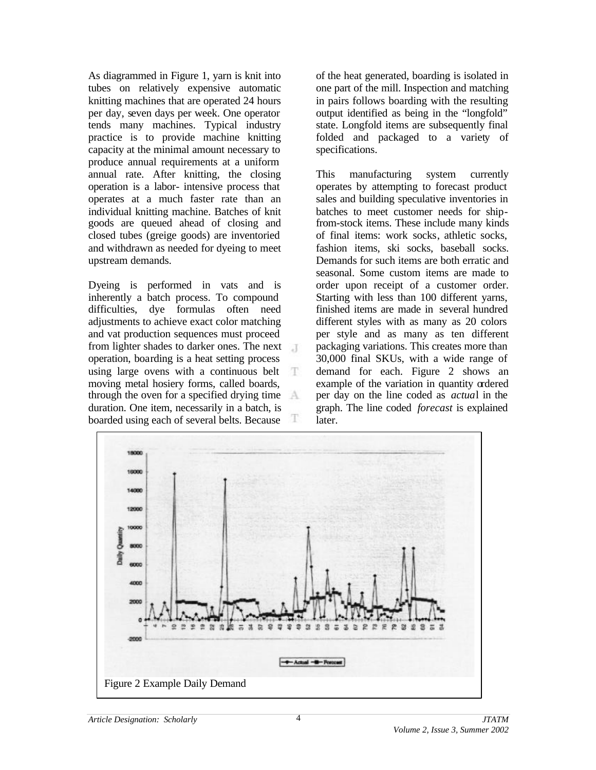As diagrammed in Figure 1, yarn is knit into tubes on relatively expensive automatic knitting machines that are operated 24 hours per day, seven days per week. One operator tends many machines. Typical industry practice is to provide machine knitting capacity at the minimal amount necessary to produce annual requirements at a uniform annual rate. After knitting, the closing operation is a labor- intensive process that operates at a much faster rate than an individual knitting machine. Batches of knit goods are queued ahead of closing and closed tubes (greige goods) are inventoried and withdrawn as needed for dyeing to meet upstream demands.

Dyeing is performed in vats and is inherently a batch process. To compound difficulties, dye formulas often need adjustments to achieve exact color matching and vat production sequences must proceed from lighter shades to darker ones. The next operation, boarding is a heat setting process using large ovens with a continuous belt moving metal hosiery forms, called boards, through the oven for a specified drying time duration. One item, necessarily in a batch, is boarded using each of several belts. Because of the heat generated, boarding is isolated in one part of the mill. Inspection and matching in pairs follows boarding with the resulting output identified as being in the "longfold" state. Longfold items are subsequently final folded and packaged to a variety of specifications.

This manufacturing system currently operates by attempting to forecast product sales and building speculative inventories in batches to meet customer needs for ship-from-stock items. These include many kinds of final items: work socks, athletic socks, fashion items, ski socks, baseball socks. Demands for such items are both erratic and seasonal. Some custom items are made to order upon receipt of a customer order. Starting with less than 100 different yarns, finished items are made in several hundred different styles with as many as 20 colors per style and as many as ten different packaging variations. This creates more than 30,000 final SKUs, with a wide range of demand for each. Figure 2 shows an example of the variation in quantity ordered per day on the line coded as *actual* in the graph. The line coded *forecast* is explained later.

Figure 2 Example Daily Demand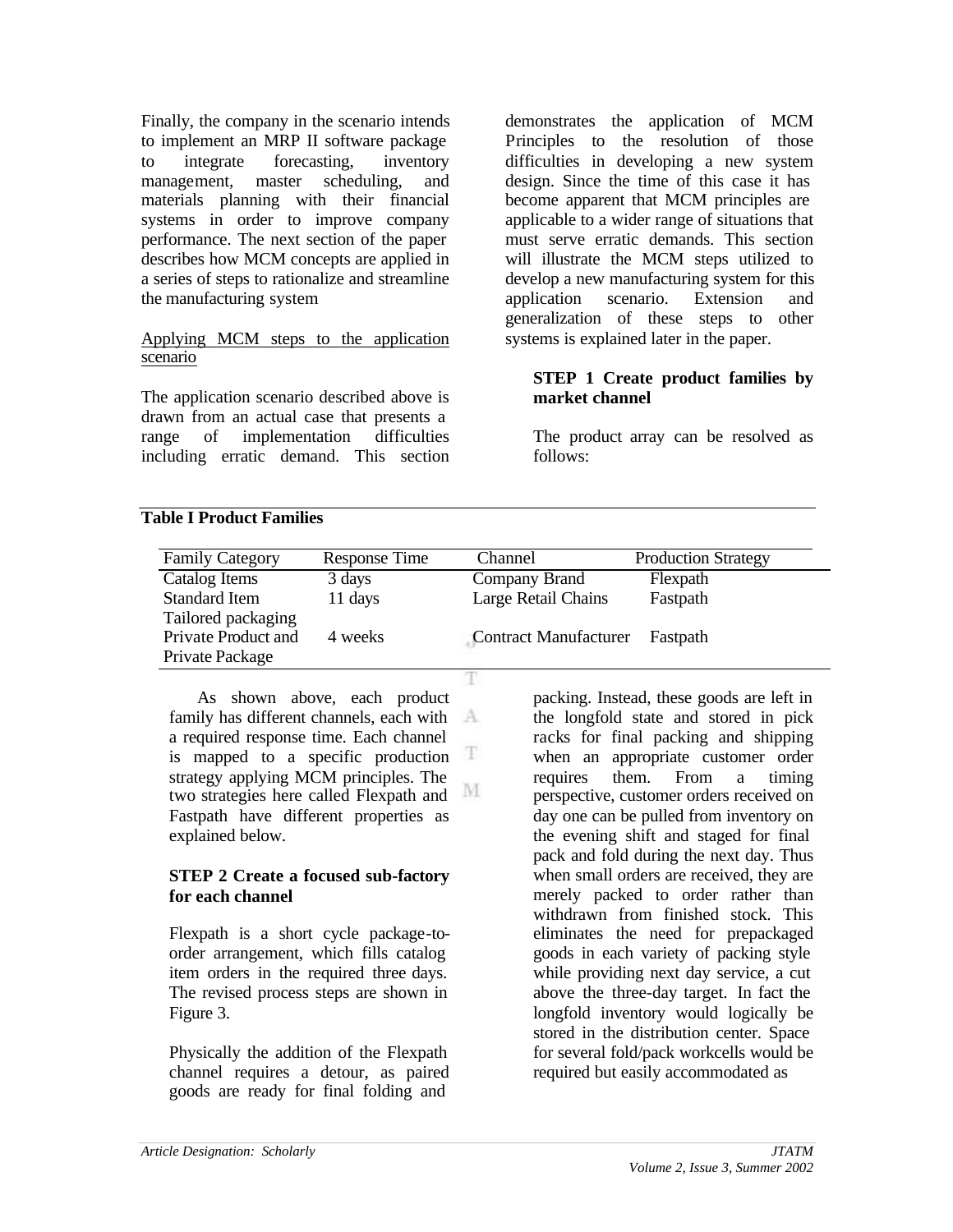Finally, the company in the scenario intends to implement an MRP II software package to integrate forecasting, inventory management, master scheduling, and materials planning with their financial systems in order to improve company performance. The next section of the paper describes how MCM concepts are applied in a series of steps to rationalize and streamline the manufacturing system

Applying MCM steps to the application scenario

The application scenario described above is drawn from an actual case that presents a range of implementation difficulties including erratic demand. This section demonstrates the application of MCM Principles to the resolution of those difficulties in developing a new system design. Since the time of this case it has become apparent that MCM principles are applicable to a wider range of situations that must serve erratic demands. This section will illustrate the MCM steps utilized to develop a new manufacturing system for this application scenario. Extension and generalization of these steps to other systems is explained later in the paper.

**STEP 1 Create product families by market channel**

The product array can be resolved as follows:

**Table I Product Families**

| Family Category | Response Time | Channel | Production Strategy |
|---|---|---|---|
| Catalog Items | 3 days | Company Brand | Flexpath |
| Standard Item Tailored packaging | 11 days | Large Retail Chains | Fastpath |
| Private Product and Private Package | 4 weeks | Contract Manufacturer | Fastpath |

As shown above, each product family has different channels, each with a required response time. Each channel is mapped to a specific production strategy applying MCM principles. The two strategies here called Flexpath and Fastpath have different properties as explained below.

**STEP 2 Create a focused sub-factory for each channel**

Flexpath is a short cycle package-to-order arrangement, which fills catalog item orders in the required three days. The revised process steps are shown in Figure 3.

Physically the addition of the Flexpath channel requires a detour, as paired goods are ready for final folding and packing. Instead, these goods are left in the longfold state and stored in pick racks for final packing and shipping when an appropriate customer order requires them. From a timing perspective, customer orders received on day one can be pulled from inventory on the evening shift and staged for final pack and fold during the next day. Thus when small orders are received, they are merely packed to order rather than withdrawn from finished stock. This eliminates the need for prepackaged goods in each variety of packing style while providing next day service, a cut above the three-day target. In fact the longfold inventory would logically be stored in the distribution center. Space for several fold/pack workcells would be required but easily accommodated as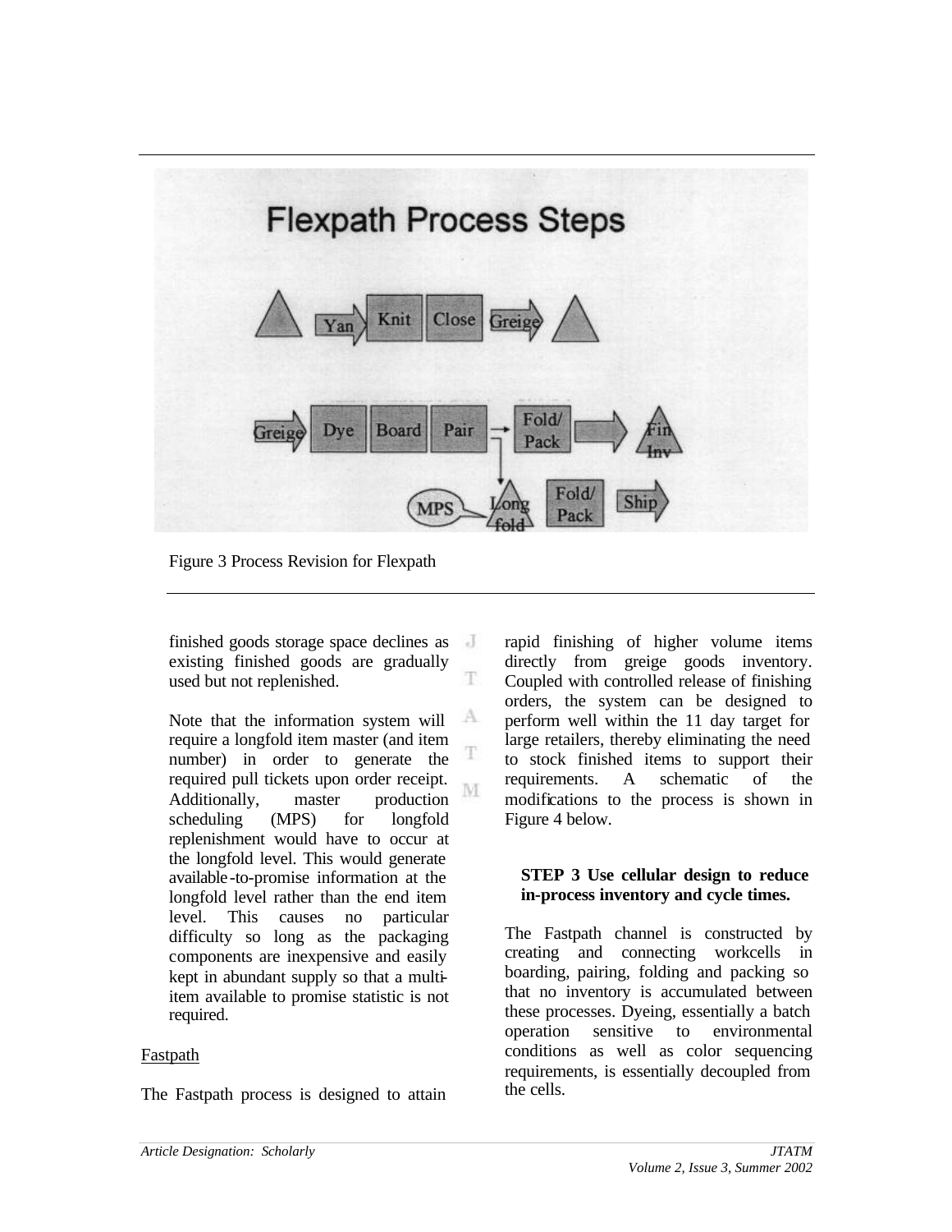Figure 3 Process Revision for Flexpath

finished goods storage space declines as existing finished goods are gradually used but not replenished.

Note that the information system will require a longfold item master (and item number) in order to generate the required pull tickets upon order receipt. Additionally, master production scheduling (MPS) for longfold replenishment would have to occur at the longfold level. This would generate available-to-promise information at the longfold level rather than the end item level. This causes no particular difficulty so long as the packaging components are inexpensive and easily kept in abundant supply so that a multi-item available to promise statistic is not required.

Fastpath

The Fastpath process is designed to attain rapid finishing of higher volume items directly from greige goods inventory. Coupled with controlled release of finishing orders, the system can be designed to perform well within the 11 day target for large retailers, thereby eliminating the need to stock finished items to support their requirements. A schematic of the modifications to the process is shown in Figure 4 below.

**STEP 3 Use cellular design to reduce in-process inventory and cycle times.**

The Fastpath channel is constructed by creating and connecting workcells in boarding, pairing, folding and packing so that no inventory is accumulated between these processes. Dyeing, essentially a batch operation sensitive to environmental conditions as well as color sequencing requirements, is essentially decoupled from the cells.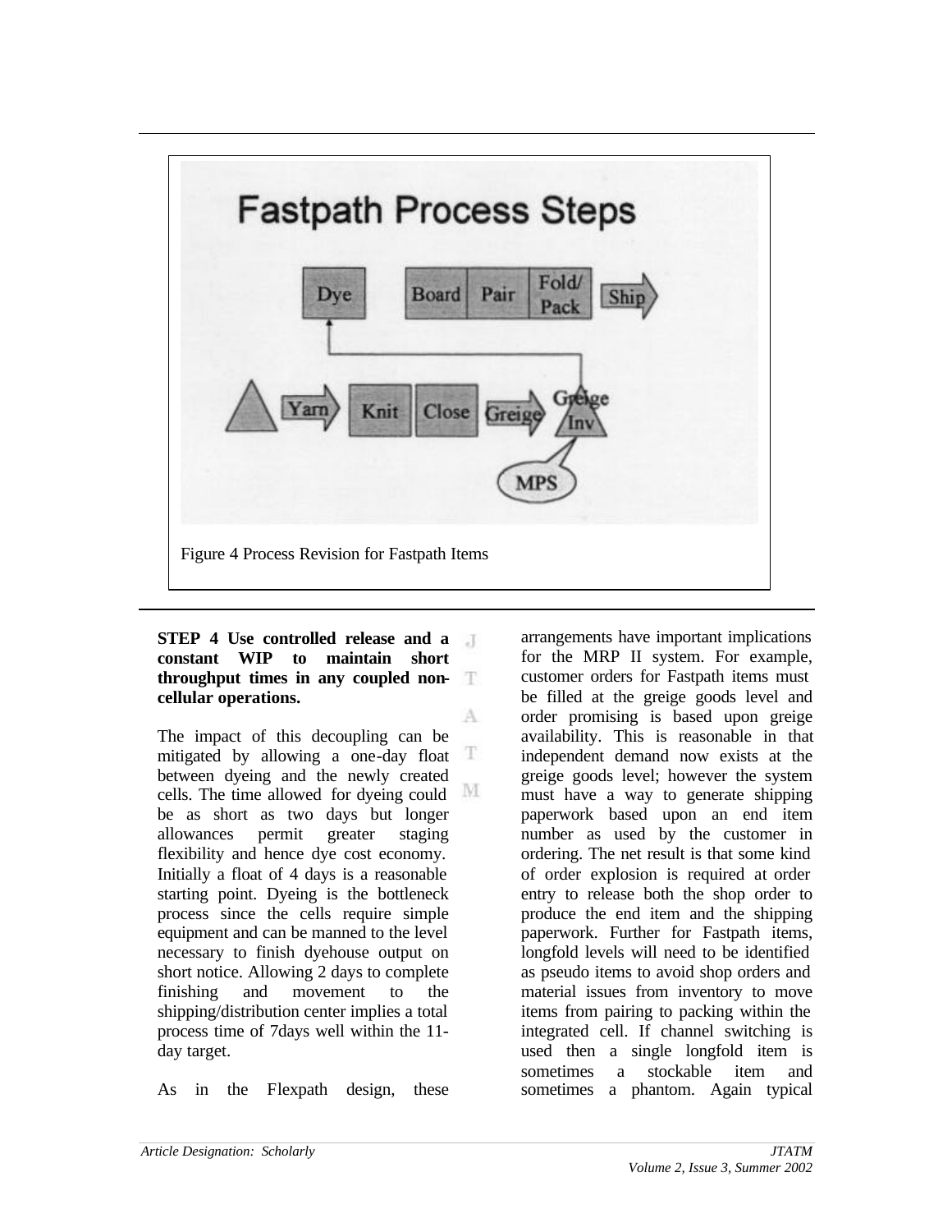Figure 4 Process Revision for Fastpath Items

**STEP 4 Use controlled release and a constant WIP to maintain short throughput times in any coupled non-cellular operations.**

The impact of this decoupling can be mitigated by allowing a one-day float between dyeing and the newly created cells. The time allowed for dyeing could be as short as two days but longer allowances permit greater staging flexibility and hence dye cost economy. Initially a float of 4 days is a reasonable starting point. Dyeing is the bottleneck process since the cells require simple equipment and can be manned to the level necessary to finish dyehouse output on short notice. Allowing 2 days to complete finishing and movement to the shipping/distribution center implies a total process time of 7days well within the 11-day target.

As in the Flexpath design, these arrangements have important implications for the MRP II system. For example, customer orders for Fastpath items must be filled at the greige goods level and order promising is based upon greige availability. This is reasonable in that independent demand now exists at the greige goods level; however the system must have a way to generate shipping paperwork based upon an end item number as used by the customer in ordering. The net result is that some kind of order explosion is required at order entry to release both the shop order to produce the end item and the shipping paperwork. Further for Fastpath items, longfold levels will need to be identified as pseudo items to avoid shop orders and material issues from inventory to move items from pairing to packing within the integrated cell. If channel switching is used then a single longfold item is sometimes a stockable item and sometimes a phantom. Again typical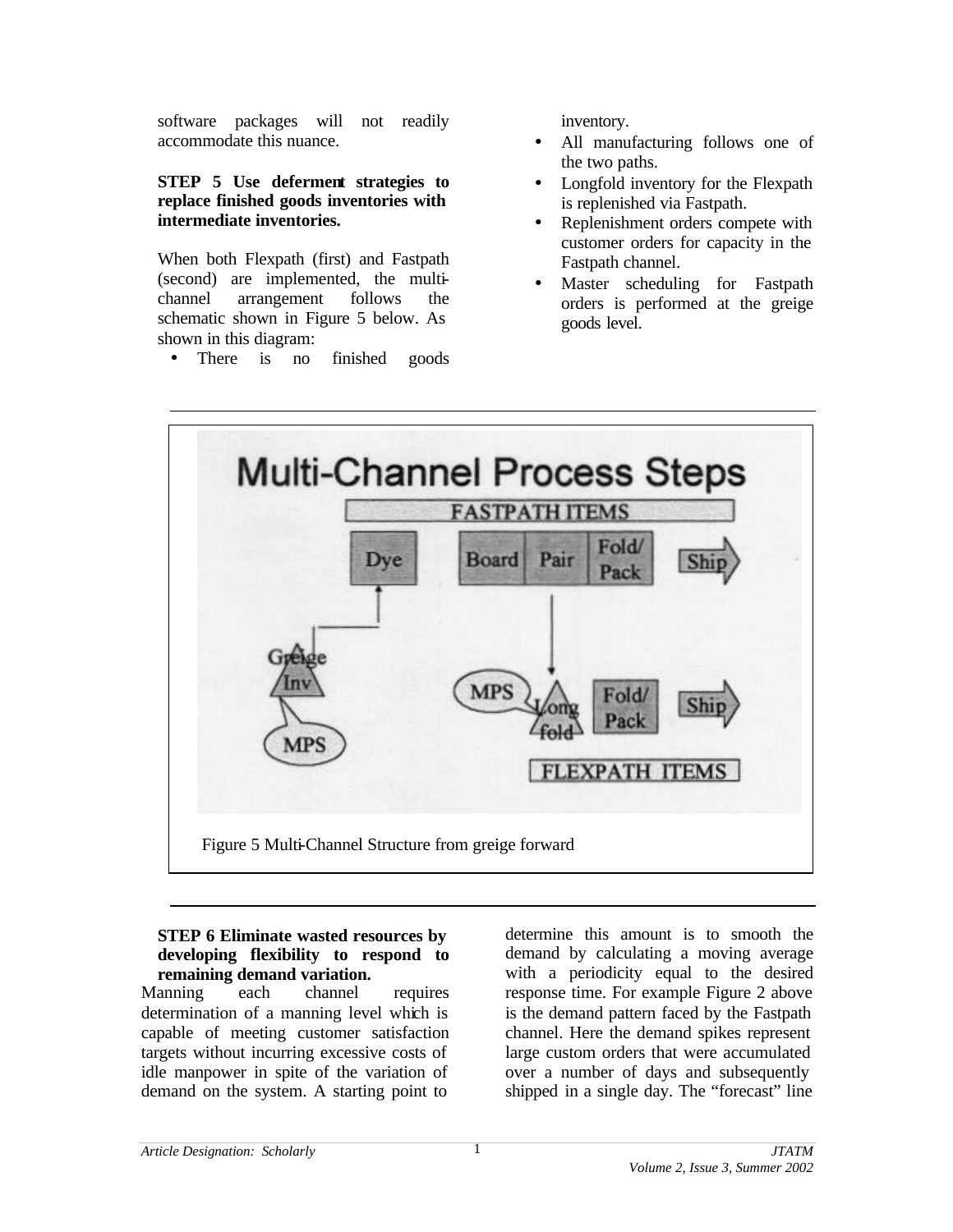software packages will not readily accommodate this nuance.

**STEP 5 Use deferment strategies to replace finished goods inventories with intermediate inventories.**

When both Flexpath (first) and Fastpath (second) are implemented, the multi-channel arrangement follows the schematic shown in Figure 5 below. As shown in this diagram:

- There is no finished goods inventory.
- All manufacturing follows one of the two paths.
- Longfold inventory for the Flexpath is replenished via Fastpath.
- Replenishment orders compete with customer orders for capacity in the Fastpath channel.
- Master scheduling for Fastpath orders is performed at the greige goods level.

Figure 5 Multi-Channel Structure from greige forward

**STEP 6 Eliminate wasted resources by developing flexibility to respond to remaining demand variation.**

Manning each channel requires determination of a manning level which is capable of meeting customer satisfaction targets without incurring excessive costs of idle manpower in spite of the variation of demand on the system. A starting point to determine this amount is to smooth the demand by calculating a moving average with a periodicity equal to the desired response time. For example Figure 2 above is the demand pattern faced by the Fastpath channel. Here the demand spikes represent large custom orders that were accumulated over a number of days and subsequently shipped in a single day. The "forecast" line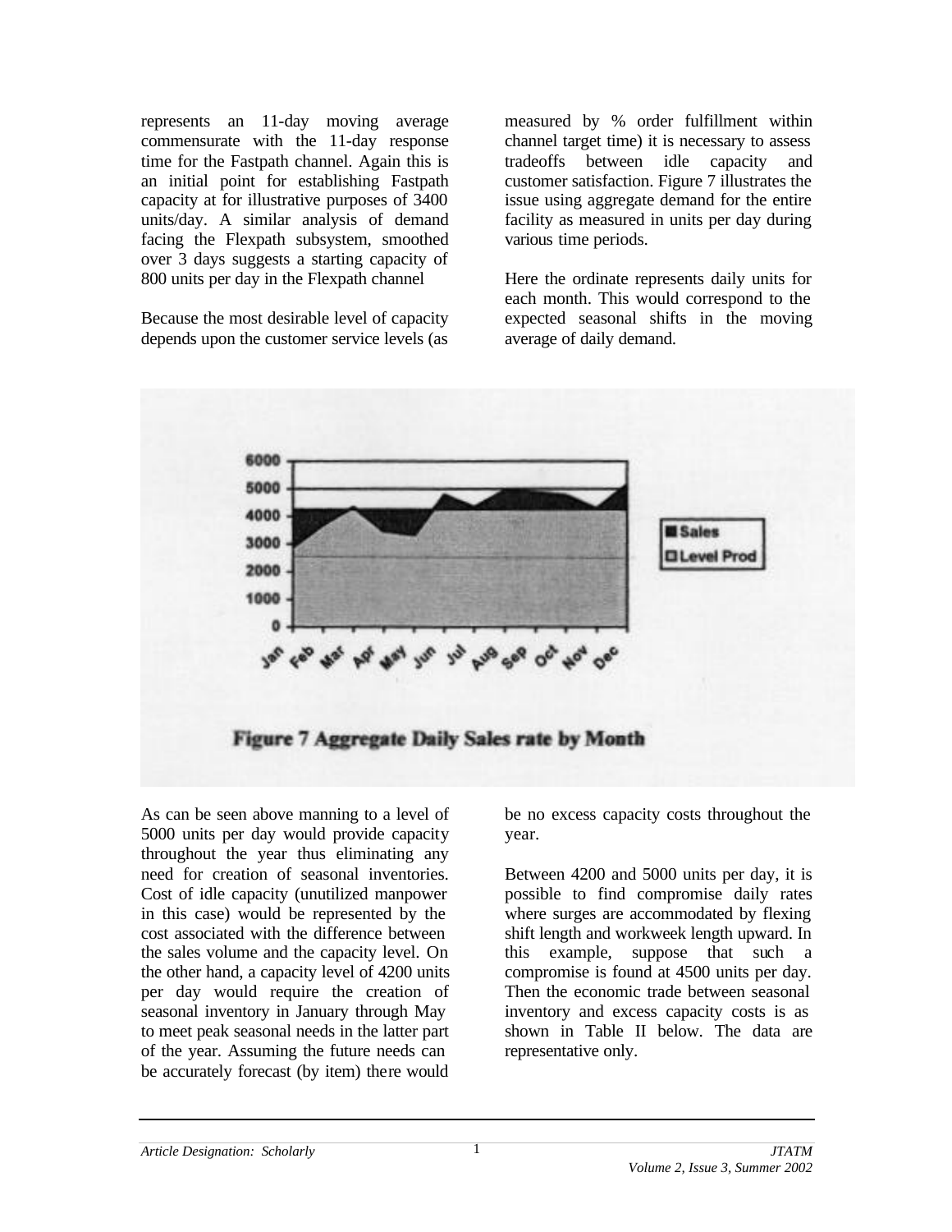represents an 11-day moving average commensurate with the 11-day response time for the Fastpath channel. Again this is an initial point for establishing Fastpath capacity at for illustrative purposes of 3400 units/day. A similar analysis of demand facing the Flexpath subsystem, smoothed over 3 days suggests a starting capacity of 800 units per day in the Flexpath channel

Because the most desirable level of capacity depends upon the customer service levels (as measured by % order fulfillment within channel target time) it is necessary to assess tradeoffs between idle capacity and customer satisfaction. Figure 7 illustrates the issue using aggregate demand for the entire facility as measured in units per day during various time periods.

Here the ordinate represents daily units for each month. This would correspond to the expected seasonal shifts in the moving average of daily demand.

**Figure 7 Aggregate Daily Sales rate by Month**

As can be seen above manning to a level of 5000 units per day would provide capacity throughout the year thus eliminating any need for creation of seasonal inventories. Cost of idle capacity (unutilized manpower in this case) would be represented by the cost associated with the difference between the sales volume and the capacity level. On the other hand, a capacity level of 4200 units per day would require the creation of seasonal inventory in January through May to meet peak seasonal needs in the latter part of the year. Assuming the future needs can be accurately forecast (by item) there would be no excess capacity costs throughout the year.

Between 4200 and 5000 units per day, it is possible to find compromise daily rates where surges are accommodated by flexing shift length and workweek length upward. In this example, suppose that such a compromise is found at 4500 units per day. Then the economic trade between seasonal inventory and excess capacity costs is as shown in Table II below. The data are representative only.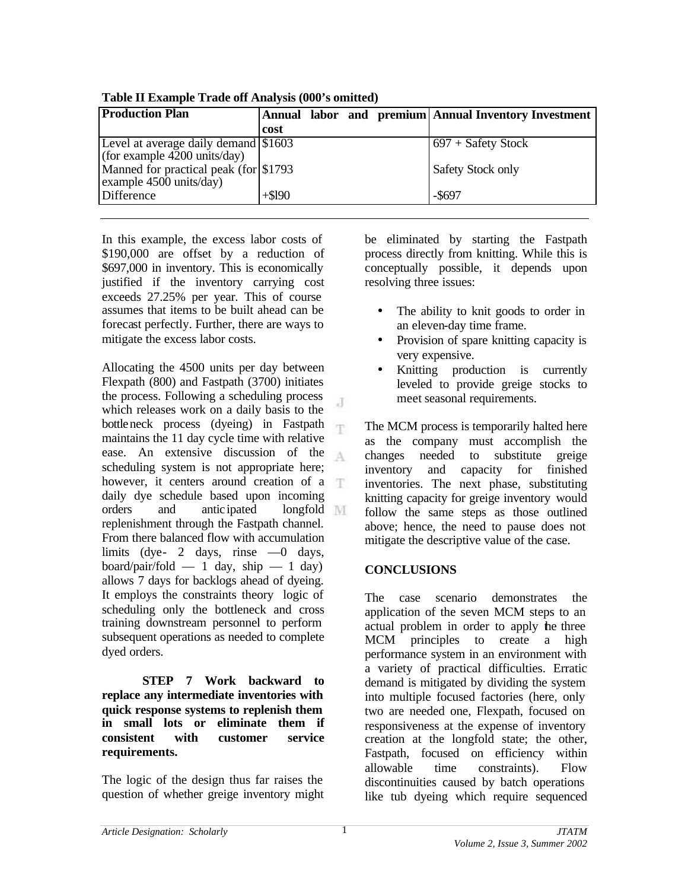**Table II Example Trade off Analysis (000's omitted)**

| Production Plan | Annual labor and premium cost | Annual Inventory Investment |
|---|---|---|
| Level at average daily demand (for example 4200 units/day) | $1603 | 697 + Safety Stock |
| Manned for practical peak (for example 4500 units/day) | $1793 | Safety Stock only |
| Difference | +$l90 | -$697 |

In this example, the excess labor costs of $190,000 are offset by a reduction of $697,000 in inventory. This is economically justified if the inventory carrying cost exceeds 27.25% per year. This of course assumes that items to be built ahead can be forecast perfectly. Further, there are ways to mitigate the excess labor costs.

Allocating the 4500 units per day between Flexpath (800) and Fastpath (3700) initiates the process. Following a scheduling process which releases work on a daily basis to the bottleneck process (dyeing) in Fastpath maintains the 11 day cycle time with relative ease. An extensive discussion of the scheduling system is not appropriate here; however, it centers around creation of a daily dye schedule based upon incoming orders and anticipated longfold replenishment through the Fastpath channel. From there balanced flow with accumulation limits (dye- 2 days, rinse —0 days, board/pair/fold — 1 day, ship — 1 day) allows 7 days for backlogs ahead of dyeing. It employs the constraints theory logic of scheduling only the bottleneck and cross training downstream personnel to perform subsequent operations as needed to complete dyed orders.

**STEP 7 Work backward to replace any intermediate inventories with quick response systems to replenish them in small lots or eliminate them if consistent with customer service requirements.**

The logic of the design thus far raises the question of whether greige inventory might be eliminated by starting the Fastpath process directly from knitting. While this is conceptually possible, it depends upon resolving three issues:

- The ability to knit goods to order in an eleven-day time frame.
- Provision of spare knitting capacity is very expensive.
- Knitting production is currently leveled to provide greige stocks to meet seasonal requirements.

The MCM process is temporarily halted here as the company must accomplish the changes needed to substitute greige inventory and capacity for finished inventories. The next phase, substituting knitting capacity for greige inventory would follow the same steps as those outlined above; hence, the need to pause does not mitigate the descriptive value of the case.

## CONCLUSIONS

The case scenario demonstrates the application of the seven MCM steps to an actual problem in order to apply the three MCM principles to create a high performance system in an environment with a variety of practical difficulties. Erratic demand is mitigated by dividing the system into multiple focused factories (here, only two are needed one, Flexpath, focused on responsiveness at the expense of inventory creation at the longfold state; the other, Fastpath, focused on efficiency within allowable time constraints). Flow discontinuities caused by batch operations like tub dyeing which require sequenced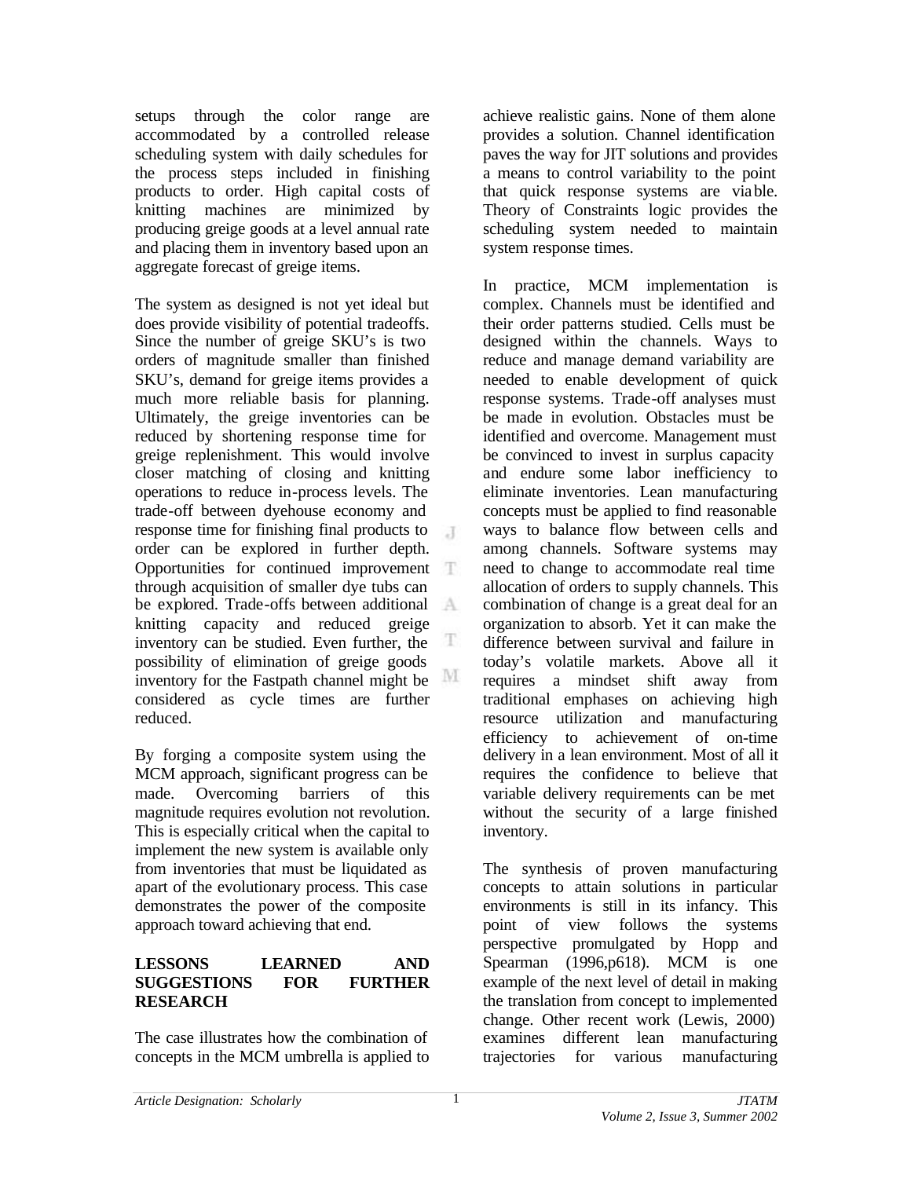setups through the color range are accommodated by a controlled release scheduling system with daily schedules for the process steps included in finishing products to order. High capital costs of knitting machines are minimized by producing greige goods at a level annual rate and placing them in inventory based upon an aggregate forecast of greige items.

The system as designed is not yet ideal but does provide visibility of potential tradeoffs. Since the number of greige SKU's is two orders of magnitude smaller than finished SKU's, demand for greige items provides a much more reliable basis for planning. Ultimately, the greige inventories can be reduced by shortening response time for greige replenishment. This would involve closer matching of closing and knitting operations to reduce in-process levels. The trade-off between dyehouse economy and response time for finishing final products to order can be explored in further depth. Opportunities for continued improvement through acquisition of smaller dye tubs can be explored. Trade-offs between additional knitting capacity and reduced greige inventory can be studied. Even further, the possibility of elimination of greige goods inventory for the Fastpath channel might be considered as cycle times are further reduced.

By forging a composite system using the MCM approach, significant progress can be made. Overcoming barriers of this magnitude requires evolution not revolution. This is especially critical when the capital to implement the new system is available only from inventories that must be liquidated as apart of the evolutionary process. This case demonstrates the power of the composite approach toward achieving that end.

## LESSONS LEARNED AND SUGGESTIONS FOR FURTHER RESEARCH

The case illustrates how the combination of concepts in the MCM umbrella is applied to achieve realistic gains. None of them alone provides a solution. Channel identification paves the way for JIT solutions and provides a means to control variability to the point that quick response systems are viable. Theory of Constraints logic provides the scheduling system needed to maintain system response times.

In practice, MCM implementation is complex. Channels must be identified and their order patterns studied. Cells must be designed within the channels. Ways to reduce and manage demand variability are needed to enable development of quick response systems. Trade-off analyses must be made in evolution. Obstacles must be identified and overcome. Management must be convinced to invest in surplus capacity and endure some labor inefficiency to eliminate inventories. Lean manufacturing concepts must be applied to find reasonable ways to balance flow between cells and among channels. Software systems may need to change to accommodate real time allocation of orders to supply channels. This combination of change is a great deal for an organization to absorb. Yet it can make the difference between survival and failure in today's volatile markets. Above all it requires a mindset shift away from traditional emphases on achieving high resource utilization and manufacturing efficiency to achievement of on-time delivery in a lean environment. Most of all it requires the confidence to believe that variable delivery requirements can be met without the security of a large finished inventory.

The synthesis of proven manufacturing concepts to attain solutions in particular environments is still in its infancy. This point of view follows the systems perspective promulgated by Hopp and Spearman (1996,p618). MCM is one example of the next level of detail in making the translation from concept to implemented change. Other recent work (Lewis, 2000) examines different lean manufacturing trajectories for various manufacturing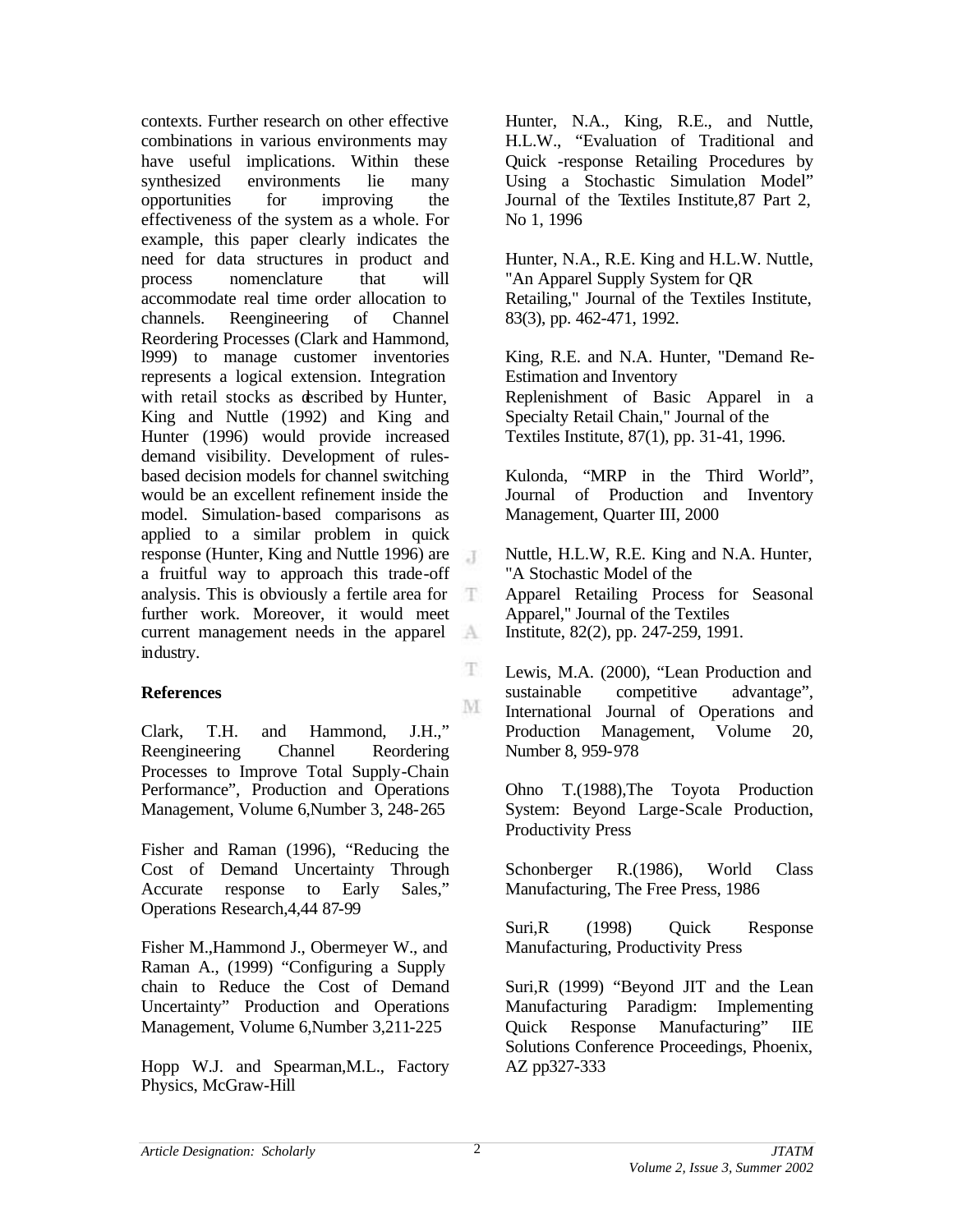contexts. Further research on other effective combinations in various environments may have useful implications. Within these synthesized environments lie many opportunities for improving the effectiveness of the system as a whole. For example, this paper clearly indicates the need for data structures in product and process nomenclature that will accommodate real time order allocation to channels. Reengineering of Channel Reordering Processes (Clark and Hammond, l999) to manage customer inventories represents a logical extension. Integration with retail stocks as described by Hunter, King and Nuttle (1992) and King and Hunter (1996) would provide increased demand visibility. Development of rules-based decision models for channel switching would be an excellent refinement inside the model. Simulation-based comparisons as applied to a similar problem in quick response (Hunter, King and Nuttle 1996) are a fruitful way to approach this trade-off analysis. This is obviously a fertile area for further work. Moreover, it would meet current management needs in the apparel industry.

## References

Clark, T.H. and Hammond, J.H.," Reengineering Channel Reordering Processes to Improve Total Supply-Chain Performance", Production and Operations Management, Volume 6,Number 3, 248-265

Fisher and Raman (1996), "Reducing the Cost of Demand Uncertainty Through Accurate response to Early Sales," Operations Research,4,44 87-99

Fisher M.,Hammond J., Obermeyer W., and Raman A., (1999) "Configuring a Supply chain to Reduce the Cost of Demand Uncertainty" Production and Operations Management, Volume 6,Number 3,211-225

Hopp W.J. and Spearman,M.L., Factory Physics, McGraw-Hill

Hunter, N.A., King, R.E., and Nuttle, H.L.W., "Evaluation of Traditional and Quick -response Retailing Procedures by Using a Stochastic Simulation Model" Journal of the Textiles Institute,87 Part 2, No 1, 1996

Hunter, N.A., R.E. King and H.L.W. Nuttle, "An Apparel Supply System for QR Retailing," Journal of the Textiles Institute, 83(3), pp. 462-471, 1992.

King, R.E. and N.A. Hunter, "Demand Re-Estimation and Inventory Replenishment of Basic Apparel in a Specialty Retail Chain," Journal of the Textiles Institute, 87(1), pp. 31-41, 1996.

Kulonda, "MRP in the Third World", Journal of Production and Inventory Management, Quarter III, 2000

Nuttle, H.L.W, R.E. King and N.A. Hunter, "A Stochastic Model of the Apparel Retailing Process for Seasonal Apparel," Journal of the Textiles Institute, 82(2), pp. 247-259, 1991.

Lewis, M.A. (2000), "Lean Production and sustainable competitive advantage", International Journal of Operations and Production Management, Volume 20, Number 8, 959-978

Ohno T.(1988),The Toyota Production System: Beyond Large-Scale Production, Productivity Press

Schonberger R.(1986), World Class Manufacturing, The Free Press, 1986

Suri,R (1998) Quick Response Manufacturing, Productivity Press

Suri,R (1999) "Beyond JIT and the Lean Manufacturing Paradigm: Implementing Quick Response Manufacturing" IIE Solutions Conference Proceedings, Phoenix, AZ pp327-333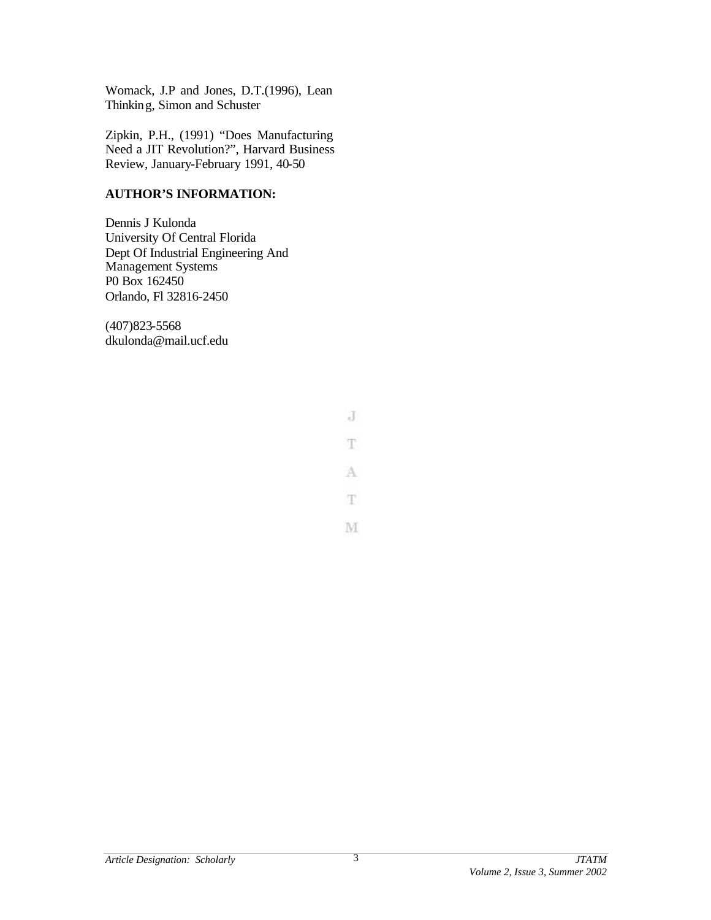Womack, J.P and Jones, D.T.(1996), Lean Thinking, Simon and Schuster

Zipkin, P.H., (1991) "Does Manufacturing Need a JIT Revolution?", Harvard Business Review, January-February 1991, 40-50

**AUTHOR'S INFORMATION:**

Dennis J Kulonda
University Of Central Florida
Dept Of Industrial Engineering And Management Systems
P0 Box 162450
Orlando, Fl 32816-2450

(407)823-5568
dkulonda@mail.ucf.edu